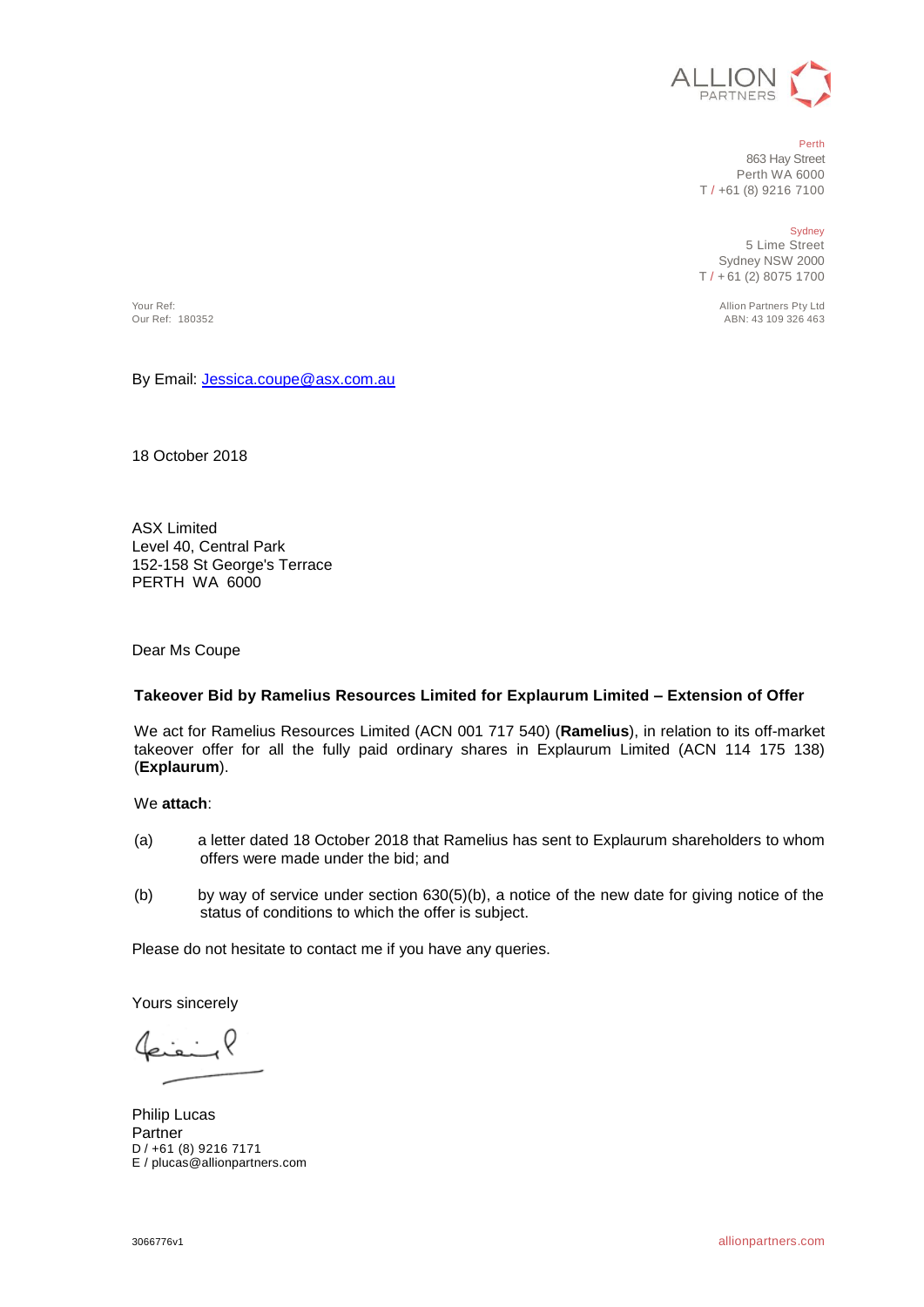ALLION PARTNERS

Perth
863 Hay Street
Perth WA 6000
T / +61 (8) 9216 7100

Sydney
5 Lime Street
Sydney NSW 2000
T / + 61 (2) 8075 1700

Allion Partners Pty Ltd
ABN: 43 109 326 463

Your Ref:
Our Ref: 180352

By Email: Jessica.coupe@asx.com.au

18 October 2018

ASX Limited
Level 40, Central Park
152-158 St George's Terrace
PERTH WA 6000

Dear Ms Coupe

**Takeover Bid by Ramelius Resources Limited for Explaurum Limited – Extension of Offer**

We act for Ramelius Resources Limited (ACN 001 717 540) (**Ramelius**), in relation to its off-market takeover offer for all the fully paid ordinary shares in Explaurum Limited (ACN 114 175 138) (**Explaurum**).

We **attach**:

(a) a letter dated 18 October 2018 that Ramelius has sent to Explaurum shareholders to whom offers were made under the bid; and

(b) by way of service under section 630(5)(b), a notice of the new date for giving notice of the status of conditions to which the offer is subject.

Please do not hesitate to contact me if you have any queries.

Yours sincerely

Philip Lucas
Partner
D / +61 (8) 9216 7171
E / plucas@allionpartners.com

3066776v1

allionpartners.com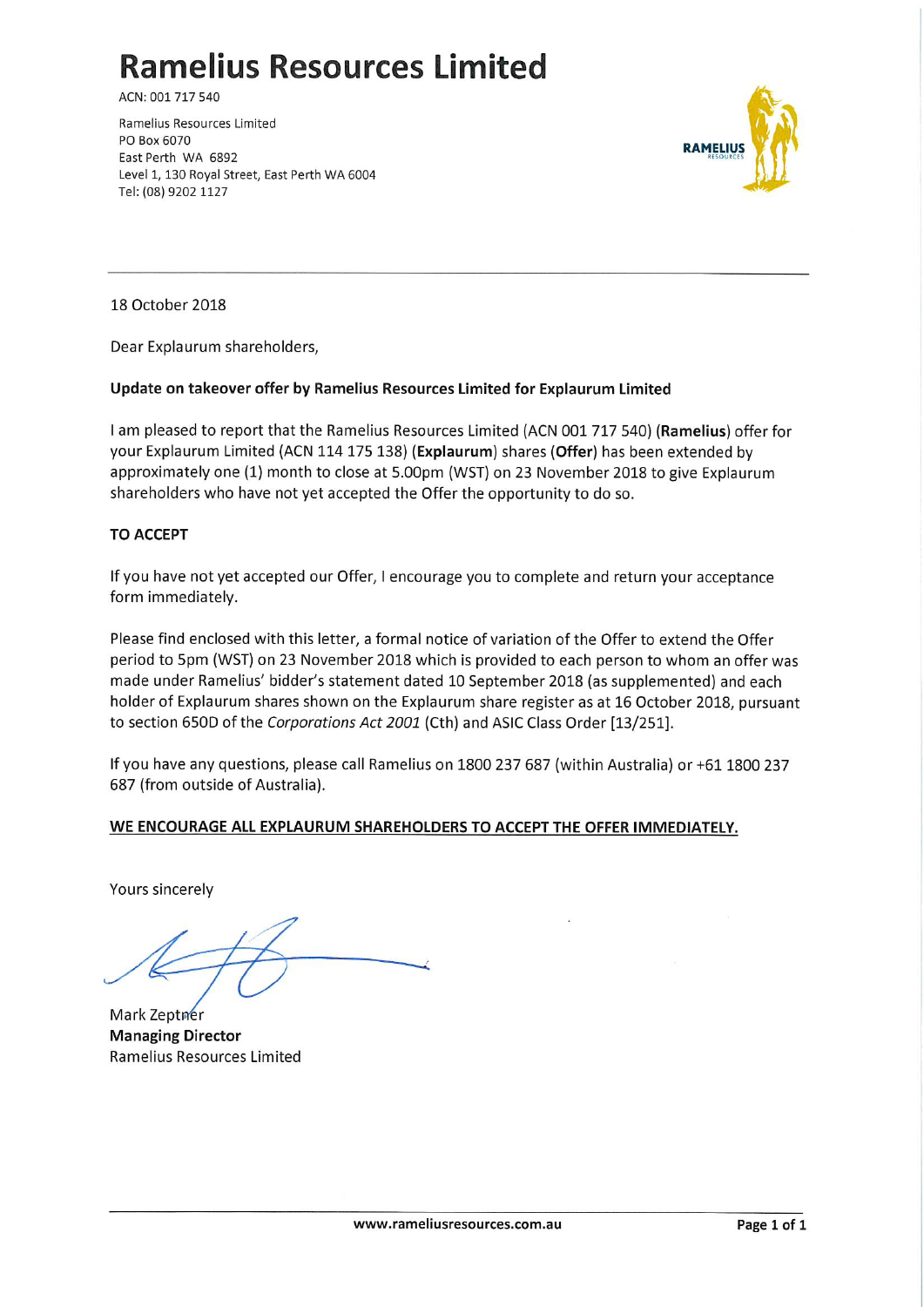# Ramelius Resources Limited

ACN: 001 717 540

Ramelius Resources Limited
PO Box 6070
East Perth WA 6892
Level 1, 130 Royal Street, East Perth WA 6004
Tel: (08) 9202 1127

---

18 October 2018

Dear Explaurum shareholders,

**Update on takeover offer by Ramelius Resources Limited for Explaurum Limited**

I am pleased to report that the Ramelius Resources Limited (ACN 001 717 540) (**Ramelius**) offer for your Explaurum Limited (ACN 114 175 138) (**Explaurum**) shares (**Offer**) has been extended by approximately one (1) month to close at 5.00pm (WST) on 23 November 2018 to give Explaurum shareholders who have not yet accepted the Offer the opportunity to do so.

**TO ACCEPT**

If you have not yet accepted our Offer, I encourage you to complete and return your acceptance form immediately.

Please find enclosed with this letter, a formal notice of variation of the Offer to extend the Offer period to 5pm (WST) on 23 November 2018 which is provided to each person to whom an offer was made under Ramelius' bidder's statement dated 10 September 2018 (as supplemented) and each holder of Explaurum shares shown on the Explaurum share register as at 16 October 2018, pursuant to section 650D of the *Corporations Act 2001* (Cth) and ASIC Class Order [13/251].

If you have any questions, please call Ramelius on 1800 237 687 (within Australia) or +61 1800 237 687 (from outside of Australia).

**WE ENCOURAGE ALL EXPLAURUM SHAREHOLDERS TO ACCEPT THE OFFER IMMEDIATELY.**

Yours sincerely

Mark Zeptner
**Managing Director**
Ramelius Resources Limited

www.rameliusresources.com.au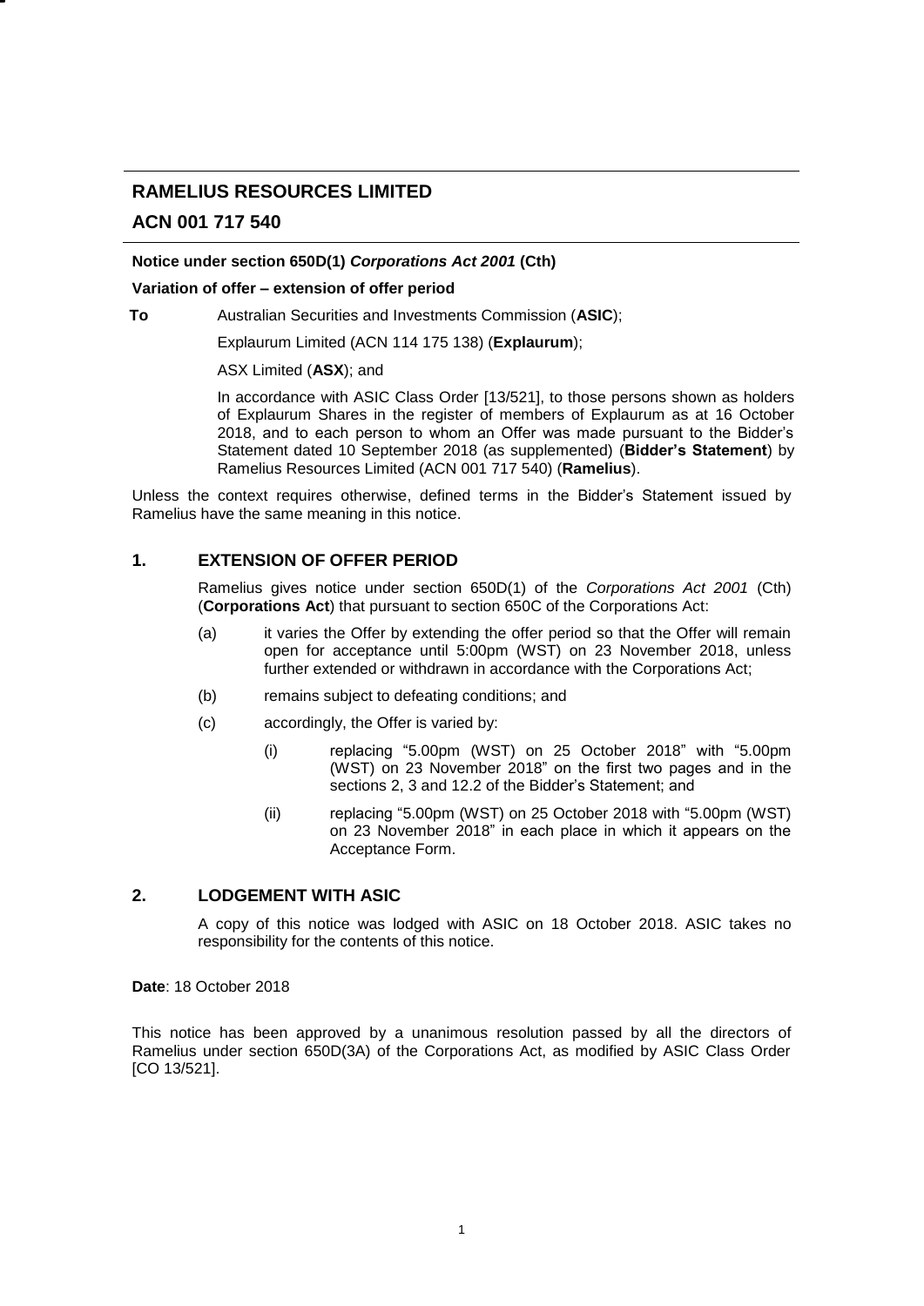# RAMELIUS RESOURCES LIMITED

## ACN 001 717 540

**Notice under section 650D(1) *Corporations Act 2001* (Cth)**

**Variation of offer – extension of offer period**

**To** Australian Securities and Investments Commission (**ASIC**);

Explaurum Limited (ACN 114 175 138) (**Explaurum**);

ASX Limited (**ASX**); and

In accordance with ASIC Class Order [13/521], to those persons shown as holders of Explaurum Shares in the register of members of Explaurum as at 16 October 2018, and to each person to whom an Offer was made pursuant to the Bidder's Statement dated 10 September 2018 (as supplemented) (**Bidder's Statement**) by Ramelius Resources Limited (ACN 001 717 540) (**Ramelius**).

Unless the context requires otherwise, defined terms in the Bidder's Statement issued by Ramelius have the same meaning in this notice.

## 1. EXTENSION OF OFFER PERIOD

Ramelius gives notice under section 650D(1) of the *Corporations Act 2001* (Cth) (**Corporations Act**) that pursuant to section 650C of the Corporations Act:

(a) it varies the Offer by extending the offer period so that the Offer will remain open for acceptance until 5:00pm (WST) on 23 November 2018, unless further extended or withdrawn in accordance with the Corporations Act;

(b) remains subject to defeating conditions; and

(c) accordingly, the Offer is varied by:

(i) replacing "5.00pm (WST) on 25 October 2018" with "5.00pm (WST) on 23 November 2018" on the first two pages and in the sections 2, 3 and 12.2 of the Bidder's Statement; and

(ii) replacing "5.00pm (WST) on 25 October 2018 with "5.00pm (WST) on 23 November 2018" in each place in which it appears on the Acceptance Form.

## 2. LODGEMENT WITH ASIC

A copy of this notice was lodged with ASIC on 18 October 2018. ASIC takes no responsibility for the contents of this notice.

**Date**: 18 October 2018

This notice has been approved by a unanimous resolution passed by all the directors of Ramelius under section 650D(3A) of the Corporations Act, as modified by ASIC Class Order [CO 13/521].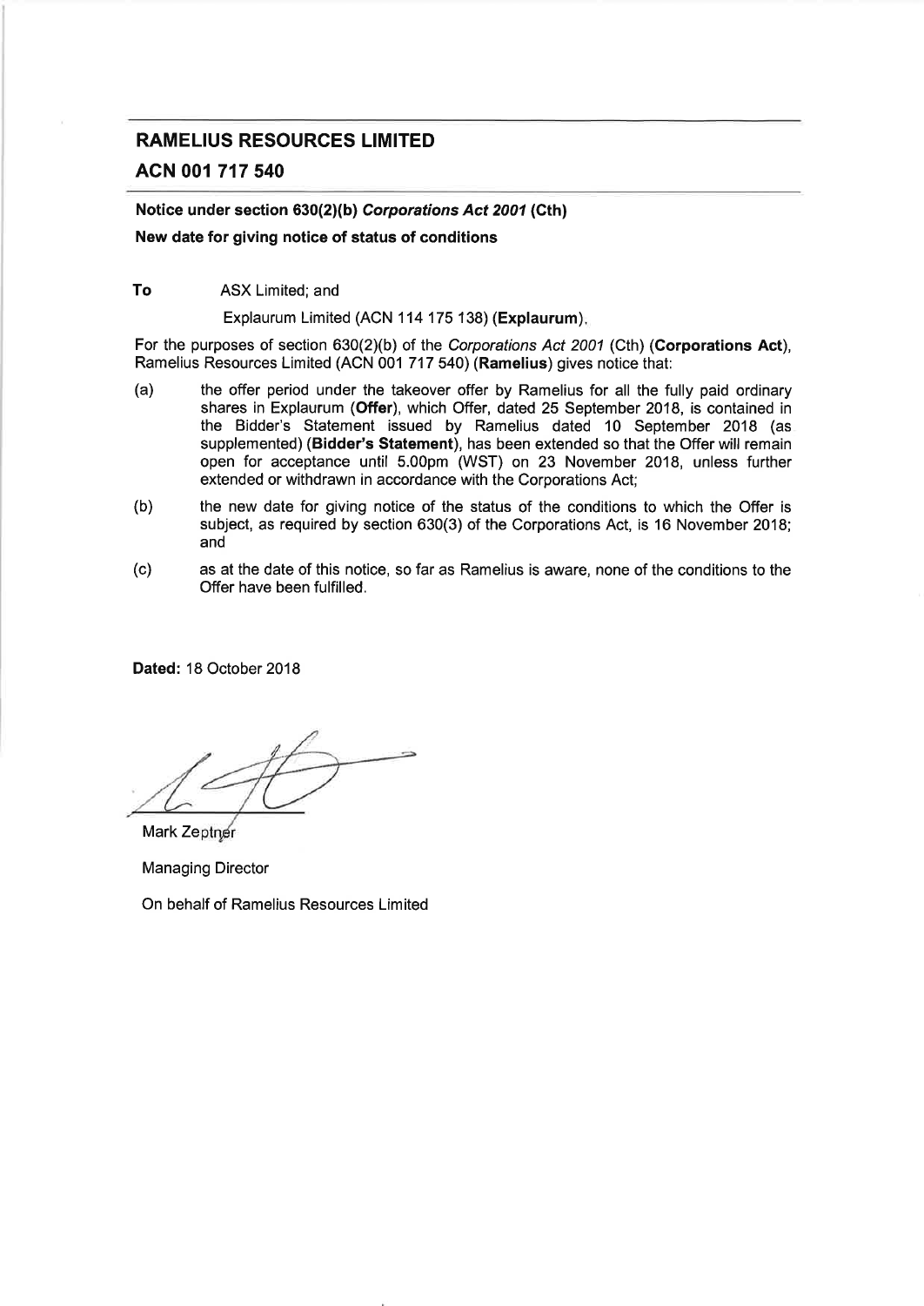## RAMELIUS RESOURCES LIMITED

## ACN 001 717 540

**Notice under section 630(2)(b) *Corporations Act 2001* (Cth)**

**New date for giving notice of status of conditions**

**To** ASX Limited; and

Explaurum Limited (ACN 114 175 138) (**Explaurum**).

For the purposes of section 630(2)(b) of the *Corporations Act 2001* (Cth) (**Corporations Act**), Ramelius Resources Limited (ACN 001 717 540) (**Ramelius**) gives notice that:

(a) the offer period under the takeover offer by Ramelius for all the fully paid ordinary shares in Explaurum (**Offer**), which Offer, dated 25 September 2018, is contained in the Bidder's Statement issued by Ramelius dated 10 September 2018 (as supplemented) (**Bidder's Statement**), has been extended so that the Offer will remain open for acceptance until 5.00pm (WST) on 23 November 2018, unless further extended or withdrawn in accordance with the Corporations Act;

(b) the new date for giving notice of the status of the conditions to which the Offer is subject, as required by section 630(3) of the Corporations Act, is 16 November 2018; and

(c) as at the date of this notice, so far as Ramelius is aware, none of the conditions to the Offer have been fulfilled.

**Dated:** 18 October 2018

Mark Zeptner

Managing Director

On behalf of Ramelius Resources Limited